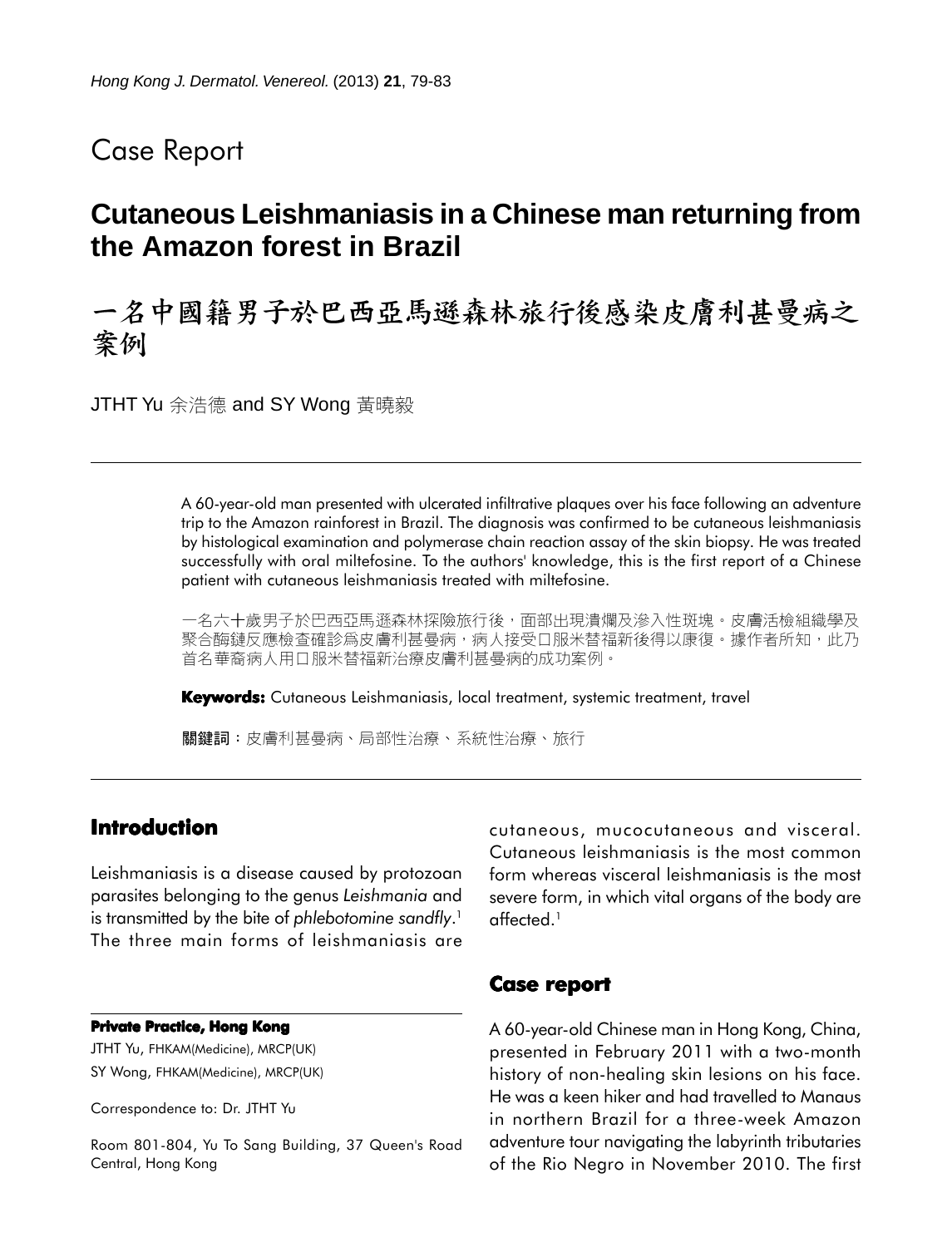Case Report

# Cutaneous Leishmaniasis in a Chinese man returning from the Amazon forest in Brazil

# 一名中國籍男子於巴西亞馬遜森林旅行後感染皮膚利甚曼病之案例

JTHT Yu 余浩德 and SY Wong 黃曉毅

A 60-year-old man presented with ulcerated infiltrative plaques over his face following an adventure trip to the Amazon rainforest in Brazil. The diagnosis was confirmed to be cutaneous leishmaniasis by histological examination and polymerase chain reaction assay of the skin biopsy. He was treated successfully with oral miltefosine. To the authors' knowledge, this is the first report of a Chinese patient with cutaneous leishmaniasis treated with miltefosine.

一名六十歲男子於巴西亞馬遜森林探險旅行後，面部出現潰爛及滲入性斑塊。皮膚活檢組織學及聚合酶鏈反應檢查確診爲皮膚利甚曼病，病人接受口服米替福新後得以康復。據作者所知，此乃首名華裔病人用口服米替福新治療皮膚利甚曼病的成功案例。

**Keywords:** Cutaneous Leishmaniasis, local treatment, systemic treatment, travel

**關鍵詞**：皮膚利甚曼病、局部性治療、系統性治療、旅行

## Introduction

Leishmaniasis is a disease caused by protozoan parasites belonging to the genus *Leishmania* and is transmitted by the bite of *phlebotomine sandfly*.[1] The three main forms of leishmaniasis are cutaneous, mucocutaneous and visceral. Cutaneous leishmaniasis is the most common form whereas visceral leishmaniasis is the most severe form, in which vital organs of the body are affected.[1]

## Case report

A 60-year-old Chinese man in Hong Kong, China, presented in February 2011 with a two-month history of non-healing skin lesions on his face. He was a keen hiker and had travelled to Manaus in northern Brazil for a three-week Amazon adventure tour navigating the labyrinth tributaries of the Rio Negro in November 2010. The first

**Private Practice, Hong Kong**

JTHT Yu, FHKAM(Medicine), MRCP(UK)

SY Wong, FHKAM(Medicine), MRCP(UK)

Correspondence to: Dr. JTHT Yu

Room 801-804, Yu To Sang Building, 37 Queen's Road Central, Hong Kong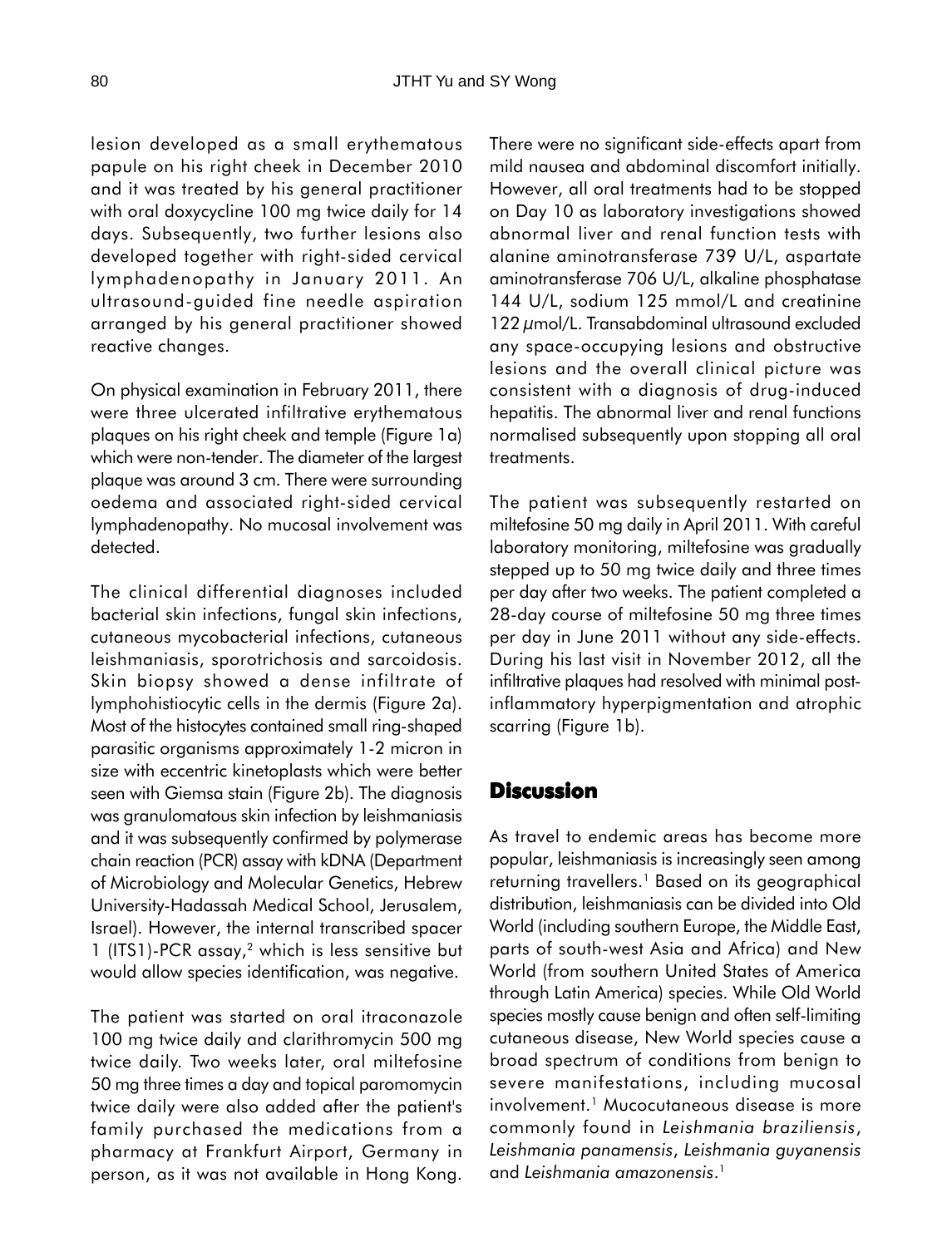lesion developed as a small erythematous papule on his right cheek in December 2010 and it was treated by his general practitioner with oral doxycycline 100 mg twice daily for 14 days. Subsequently, two further lesions also developed together with right-sided cervical lymphadenopathy in January 2011. An ultrasound-guided fine needle aspiration arranged by his general practitioner showed reactive changes.

On physical examination in February 2011, there were three ulcerated infiltrative erythematous plaques on his right cheek and temple (Figure 1a) which were non-tender. The diameter of the largest plaque was around 3 cm. There were surrounding oedema and associated right-sided cervical lymphadenopathy. No mucosal involvement was detected.

The clinical differential diagnoses included bacterial skin infections, fungal skin infections, cutaneous mycobacterial infections, cutaneous leishmaniasis, sporotrichosis and sarcoidosis. Skin biopsy showed a dense infiltrate of lymphohistiocytic cells in the dermis (Figure 2a). Most of the histocytes contained small ring-shaped parasitic organisms approximately 1-2 micron in size with eccentric kinetoplasts which were better seen with Giemsa stain (Figure 2b). The diagnosis was granulomatous skin infection by leishmaniasis and it was subsequently confirmed by polymerase chain reaction (PCR) assay with kDNA (Department of Microbiology and Molecular Genetics, Hebrew University-Hadassah Medical School, Jerusalem, Israel). However, the internal transcribed spacer 1 (ITS1)-PCR assay,[2] which is less sensitive but would allow species identification, was negative.

The patient was started on oral itraconazole 100 mg twice daily and clarithromycin 500 mg twice daily. Two weeks later, oral miltefosine 50 mg three times a day and topical paromomycin twice daily were also added after the patient's family purchased the medications from a pharmacy at Frankfurt Airport, Germany in person, as it was not available in Hong Kong. There were no significant side-effects apart from mild nausea and abdominal discomfort initially. However, all oral treatments had to be stopped on Day 10 as laboratory investigations showed abnormal liver and renal function tests with alanine aminotransferase 739 U/L, aspartate aminotransferase 706 U/L, alkaline phosphatase 144 U/L, sodium 125 mmol/L and creatinine 122 $\mu$mol/L. Transabdominal ultrasound excluded any space-occupying lesions and obstructive lesions and the overall clinical picture was consistent with a diagnosis of drug-induced hepatitis. The abnormal liver and renal functions normalised subsequently upon stopping all oral treatments.

The patient was subsequently restarted on miltefosine 50 mg daily in April 2011. With careful laboratory monitoring, miltefosine was gradually stepped up to 50 mg twice daily and three times per day after two weeks. The patient completed a 28-day course of miltefosine 50 mg three times per day in June 2011 without any side-effects. During his last visit in November 2012, all the infiltrative plaques had resolved with minimal post-inflammatory hyperpigmentation and atrophic scarring (Figure 1b).

## Discussion

As travel to endemic areas has become more popular, leishmaniasis is increasingly seen among returning travellers.[1] Based on its geographical distribution, leishmaniasis can be divided into Old World (including southern Europe, the Middle East, parts of south-west Asia and Africa) and New World (from southern United States of America through Latin America) species. While Old World species mostly cause benign and often self-limiting cutaneous disease, New World species cause a broad spectrum of conditions from benign to severe manifestations, including mucosal involvement.[1] Mucocutaneous disease is more commonly found in *Leishmania braziliensis*, *Leishmania panamensis*, *Leishmania guyanensis* and *Leishmania amazonensis*.[1]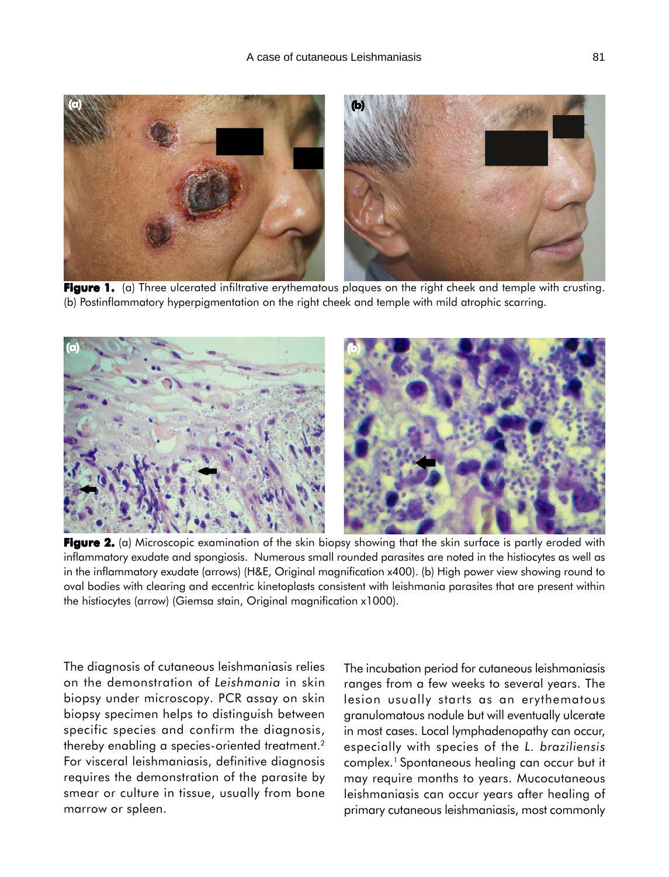**Figure 1.** (a) Three ulcerated infiltrative erythematous plaques on the right cheek and temple with crusting. (b) Postinflammatory hyperpigmentation on the right cheek and temple with mild atrophic scarring.

**Figure 2.** (a) Microscopic examination of the skin biopsy showing that the skin surface is partly eroded with inflammatory exudate and spongiosis. Numerous small rounded parasites are noted in the histiocytes as well as in the inflammatory exudate (arrows) (H&E, Original magnification x400). (b) High power view showing round to oval bodies with clearing and eccentric kinetoplasts consistent with leishmania parasites that are present within the histiocytes (arrow) (Giemsa stain, Original magnification x1000).

The diagnosis of cutaneous leishmaniasis relies on the demonstration of *Leishmania* in skin biopsy under microscopy. PCR assay on skin biopsy specimen helps to distinguish between specific species and confirm the diagnosis, thereby enabling a species-oriented treatment.[2] For visceral leishmaniasis, definitive diagnosis requires the demonstration of the parasite by smear or culture in tissue, usually from bone marrow or spleen.

The incubation period for cutaneous leishmaniasis ranges from a few weeks to several years. The lesion usually starts as an erythematous granulomatous nodule but will eventually ulcerate in most cases. Local lymphadenopathy can occur, especially with species of the *L. braziliensis* complex.[1] Spontaneous healing can occur but it may require months to years. Mucocutaneous leishmaniasis can occur years after healing of primary cutaneous leishmaniasis, most commonly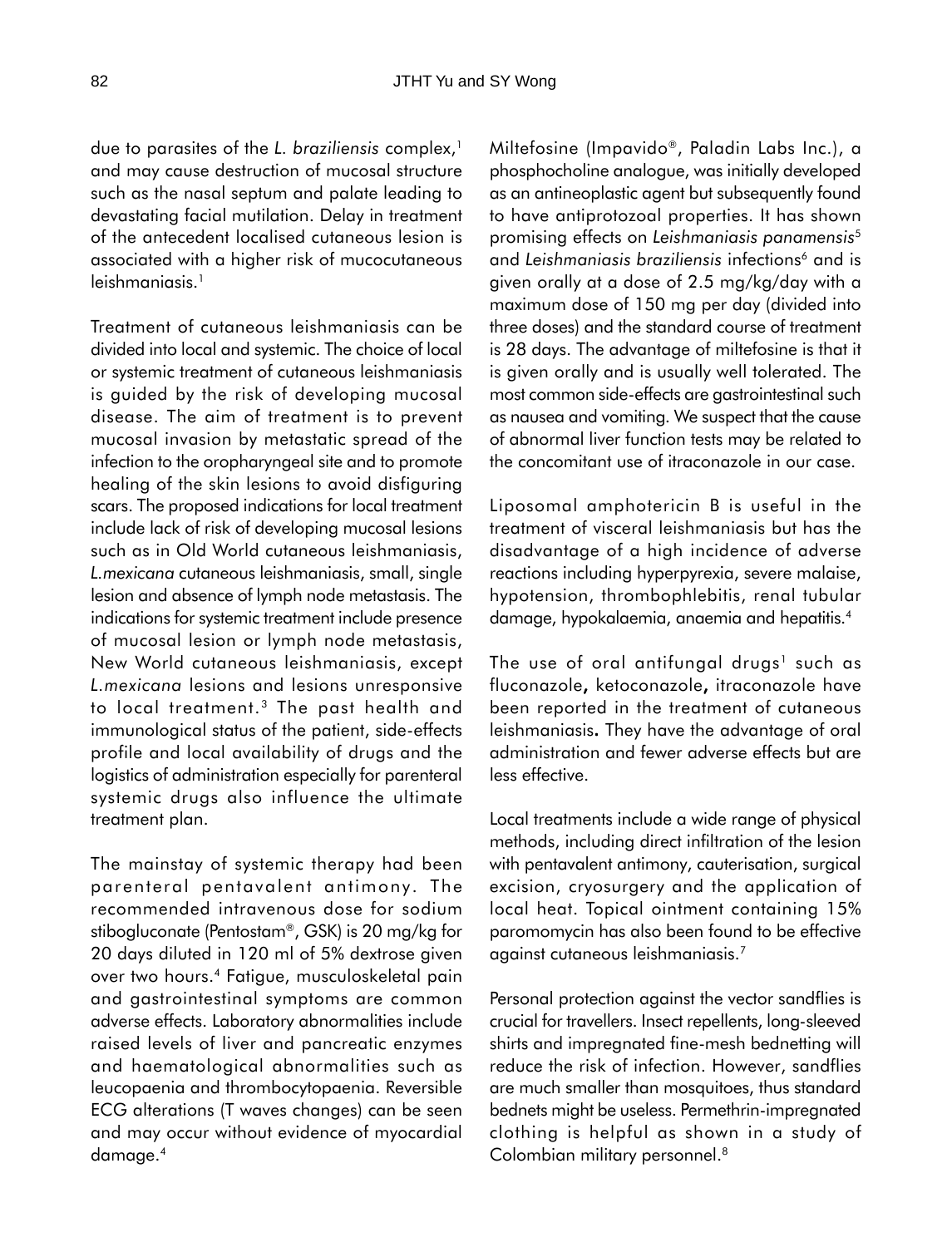due to parasites of the *L. braziliensis* complex,[1] and may cause destruction of mucosal structure such as the nasal septum and palate leading to devastating facial mutilation. Delay in treatment of the antecedent localised cutaneous lesion is associated with a higher risk of mucocutaneous leishmaniasis.[1]

Treatment of cutaneous leishmaniasis can be divided into local and systemic. The choice of local or systemic treatment of cutaneous leishmaniasis is guided by the risk of developing mucosal disease. The aim of treatment is to prevent mucosal invasion by metastatic spread of the infection to the oropharyngeal site and to promote healing of the skin lesions to avoid disfiguring scars. The proposed indications for local treatment include lack of risk of developing mucosal lesions such as in Old World cutaneous leishmaniasis, *L.mexicana* cutaneous leishmaniasis, small, single lesion and absence of lymph node metastasis. The indications for systemic treatment include presence of mucosal lesion or lymph node metastasis, New World cutaneous leishmaniasis, except *L.mexicana* lesions and lesions unresponsive to local treatment.[3] The past health and immunological status of the patient, side-effects profile and local availability of drugs and the logistics of administration especially for parenteral systemic drugs also influence the ultimate treatment plan.

The mainstay of systemic therapy had been parenteral pentavalent antimony. The recommended intravenous dose for sodium stibogluconate (Pentostam®, GSK) is 20 mg/kg for 20 days diluted in 120 ml of 5% dextrose given over two hours.[4] Fatigue, musculoskeletal pain and gastrointestinal symptoms are common adverse effects. Laboratory abnormalities include raised levels of liver and pancreatic enzymes and haematological abnormalities such as leucopaenia and thrombocytopaenia. Reversible ECG alterations (T waves changes) can be seen and may occur without evidence of myocardial damage.[4]

Miltefosine (Impavido®, Paladin Labs Inc.), a phosphocholine analogue, was initially developed as an antineoplastic agent but subsequently found to have antiprotozoal properties. It has shown promising effects on *Leishmaniasis panamensis*[5] and *Leishmaniasis braziliensis* infections[6] and is given orally at a dose of 2.5 mg/kg/day with a maximum dose of 150 mg per day (divided into three doses) and the standard course of treatment is 28 days. The advantage of miltefosine is that it is given orally and is usually well tolerated. The most common side-effects are gastrointestinal such as nausea and vomiting. We suspect that the cause of abnormal liver function tests may be related to the concomitant use of itraconazole in our case.

Liposomal amphotericin B is useful in the treatment of visceral leishmaniasis but has the disadvantage of a high incidence of adverse reactions including hyperpyrexia, severe malaise, hypotension, thrombophlebitis, renal tubular damage, hypokalaemia, anaemia and hepatitis.[4]

The use of oral antifungal drugs[1] such as fluconazole**,** ketoconazole**,** itraconazole have been reported in the treatment of cutaneous leishmaniasis**.** They have the advantage of oral administration and fewer adverse effects but are less effective.

Local treatments include a wide range of physical methods, including direct infiltration of the lesion with pentavalent antimony, cauterisation, surgical excision, cryosurgery and the application of local heat. Topical ointment containing 15% paromomycin has also been found to be effective against cutaneous leishmaniasis.[7]

Personal protection against the vector sandflies is crucial for travellers. Insect repellents, long-sleeved shirts and impregnated fine-mesh bednetting will reduce the risk of infection. However, sandflies are much smaller than mosquitoes, thus standard bednets might be useless. Permethrin-impregnated clothing is helpful as shown in a study of Colombian military personnel.[8]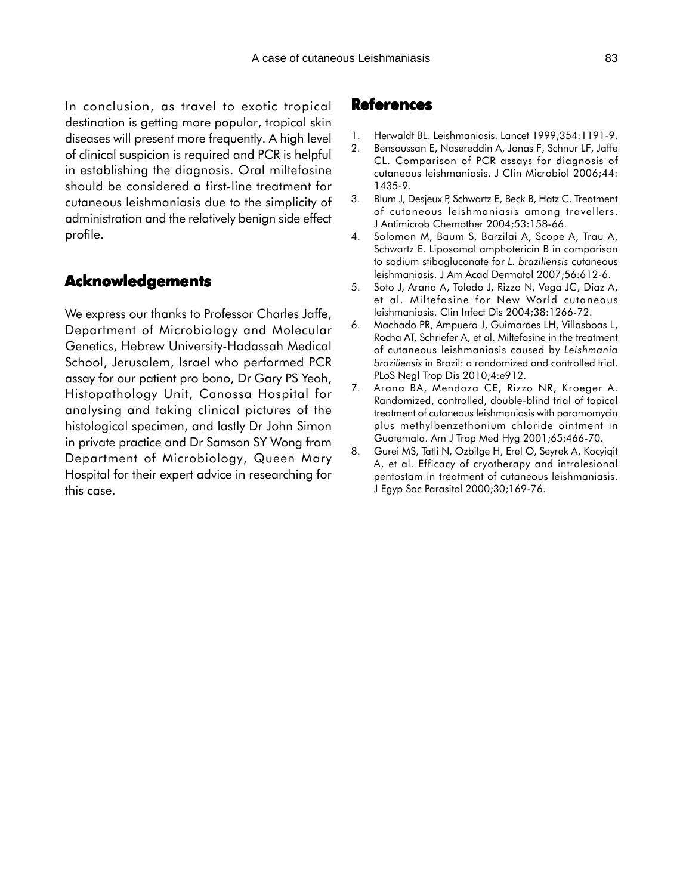In conclusion, as travel to exotic tropical destination is getting more popular, tropical skin diseases will present more frequently. A high level of clinical suspicion is required and PCR is helpful in establishing the diagnosis. Oral miltefosine should be considered a first-line treatment for cutaneous leishmaniasis due to the simplicity of administration and the relatively benign side effect profile.

## Acknowledgements

We express our thanks to Professor Charles Jaffe, Department of Microbiology and Molecular Genetics, Hebrew University-Hadassah Medical School, Jerusalem, Israel who performed PCR assay for our patient pro bono, Dr Gary PS Yeoh, Histopathology Unit, Canossa Hospital for analysing and taking clinical pictures of the histological specimen, and lastly Dr John Simon in private practice and Dr Samson SY Wong from Department of Microbiology, Queen Mary Hospital for their expert advice in researching for this case.

## References

1. Herwaldt BL. Leishmaniasis. Lancet 1999;354:1191-9.
2. Bensoussan E, Nasereddin A, Jonas F, Schnur LF, Jaffe CL. Comparison of PCR assays for diagnosis of cutaneous leishmaniasis. J Clin Microbiol 2006;44: 1435-9.
3. Blum J, Desjeux P, Schwartz E, Beck B, Hatz C. Treatment of cutaneous leishmaniasis among travellers. J Antimicrob Chemother 2004;53:158-66.
4. Solomon M, Baum S, Barzilai A, Scope A, Trau A, Schwartz E. Liposomal amphotericin B in comparison to sodium stibogluconate for *L. braziliensis* cutaneous leishmaniasis. J Am Acad Dermatol 2007;56:612-6.
5. Soto J, Arana A, Toledo J, Rizzo N, Vega JC, Diaz A, et al. Miltefosine for New World cutaneous leishmaniasis. Clin Infect Dis 2004;38:1266-72.
6. Machado PR, Ampuero J, Guimarães LH, Villasboas L, Rocha AT, Schriefer A, et al. Miltefosine in the treatment of cutaneous leishmaniasis caused by *Leishmania braziliensis* in Brazil: a randomized and controlled trial. PLoS Negl Trop Dis 2010;4:e912.
7. Arana BA, Mendoza CE, Rizzo NR, Kroeger A. Randomized, controlled, double-blind trial of topical treatment of cutaneous leishmaniasis with paromomycin plus methylbenzethonium chloride ointment in Guatemala. Am J Trop Med Hyg 2001;65:466-70.
8. Gurei MS, Tatli N, Ozbilge H, Erel O, Seyrek A, Kocyiqit A, et al. Efficacy of cryotherapy and intralesional pentostam in treatment of cutaneous leishmaniasis. J Egyp Soc Parasitol 2000;30;169-76.